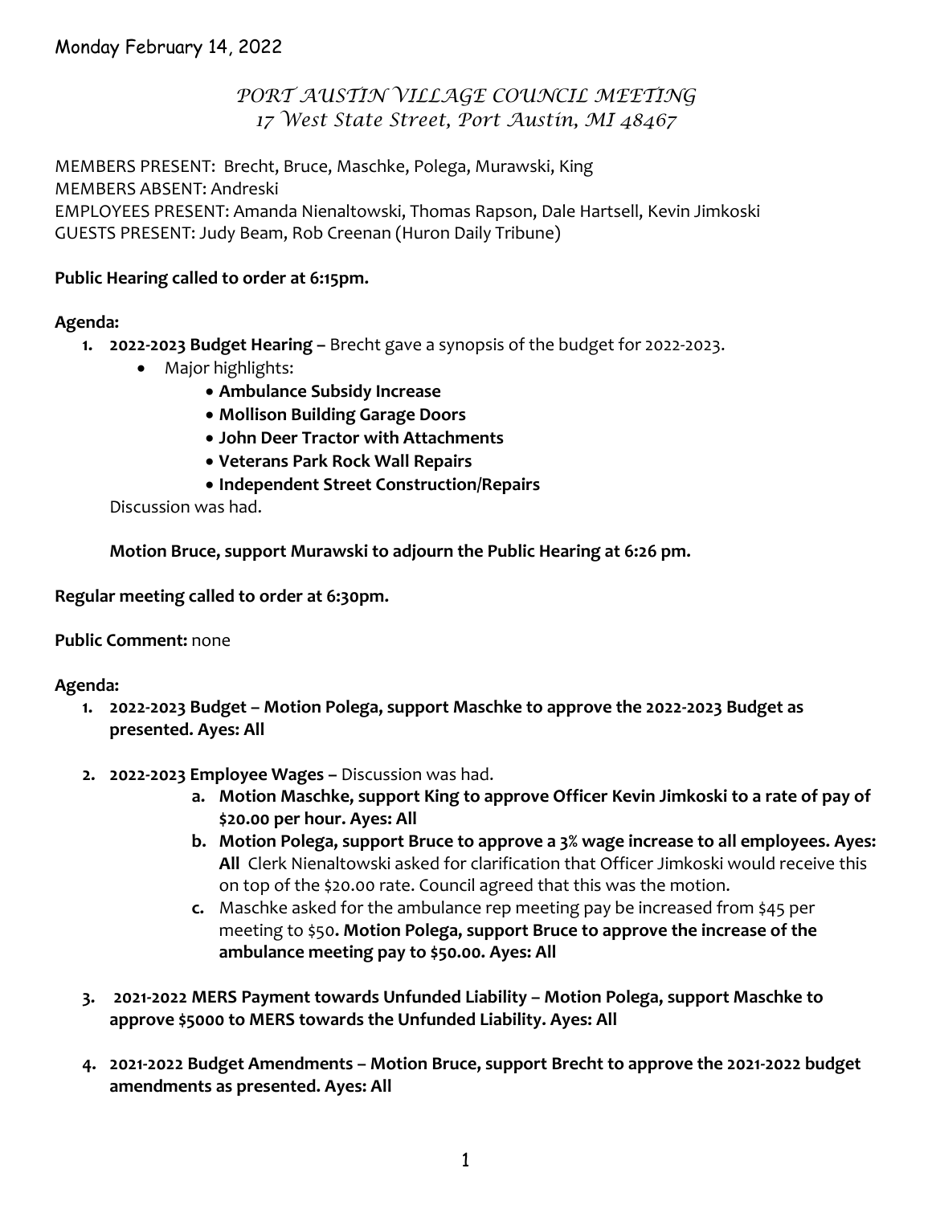Monday February 14, 2022

# *PORT AUSTIN VILLAGE COUNCIL MEETING*
## *17 West State Street, Port Austin, MI 48467*

MEMBERS PRESENT: Brecht, Bruce, Maschke, Polega, Murawski, King
MEMBERS ABSENT: Andreski
EMPLOYEES PRESENT: Amanda Nienaltowski, Thomas Rapson, Dale Hartsell, Kevin Jimkoski
GUESTS PRESENT: Judy Beam, Rob Creenan (Huron Daily Tribune)

**Public Hearing called to order at 6:15pm.**

**Agenda:**

1. **2022-2023 Budget Hearing –** Brecht gave a synopsis of the budget for 2022-2023.
   - Major highlights:
     - **Ambulance Subsidy Increase**
     - **Mollison Building Garage Doors**
     - **John Deer Tractor with Attachments**
     - **Veterans Park Rock Wall Repairs**
     - **Independent Street Construction/Repairs**

   Discussion was had.

   **Motion Bruce, support Murawski to adjourn the Public Hearing at 6:26 pm.**

**Regular meeting called to order at 6:30pm.**

**Public Comment:** none

**Agenda:**

1. **2022-2023 Budget – Motion Polega, support Maschke to approve the 2022-2023 Budget as presented. Ayes: All**

2. **2022-2023 Employee Wages –** Discussion was had.
   a. **Motion Maschke, support King to approve Officer Kevin Jimkoski to a rate of pay of $20.00 per hour. Ayes: All**
   b. **Motion Polega, support Bruce to approve a 3% wage increase to all employees. Ayes: All** Clerk Nienaltowski asked for clarification that Officer Jimkoski would receive this on top of the $20.00 rate. Council agreed that this was the motion.
   c. Maschke asked for the ambulance rep meeting pay be increased from $45 per meeting to $50**. Motion Polega, support Bruce to approve the increase of the ambulance meeting pay to $50.00. Ayes: All**

3. **2021-2022 MERS Payment towards Unfunded Liability – Motion Polega, support Maschke to approve $5000 to MERS towards the Unfunded Liability. Ayes: All**

4. **2021-2022 Budget Amendments – Motion Bruce, support Brecht to approve the 2021-2022 budget amendments as presented. Ayes: All**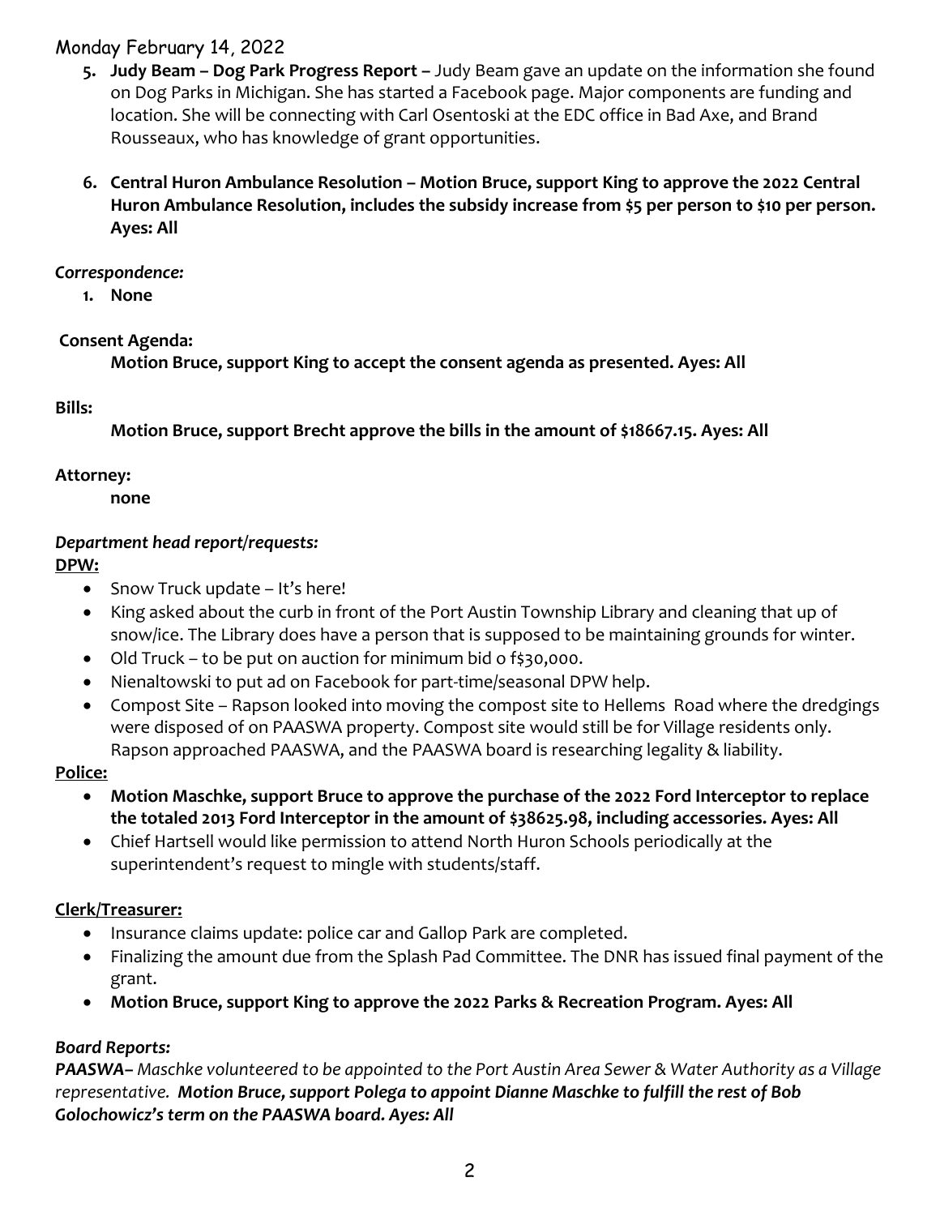Monday February 14, 2022

5. **Judy Beam – Dog Park Progress Report –** Judy Beam gave an update on the information she found on Dog Parks in Michigan. She has started a Facebook page. Major components are funding and location. She will be connecting with Carl Osentoski at the EDC office in Bad Axe, and Brand Rousseaux, who has knowledge of grant opportunities.

6. **Central Huron Ambulance Resolution – Motion Bruce, support King to approve the 2022 Central Huron Ambulance Resolution, includes the subsidy increase from $5 per person to $10 per person. Ayes: All**

***Correspondence:***

1. **None**

**Consent Agenda:**

**Motion Bruce, support King to accept the consent agenda as presented. Ayes: All**

**Bills:**

**Motion Bruce, support Brecht approve the bills in the amount of $18667.15. Ayes: All**

**Attorney:**

**none**

***Department head report/requests:***

**DPW:**

- Snow Truck update – It's here!
- King asked about the curb in front of the Port Austin Township Library and cleaning that up of snow/ice. The Library does have a person that is supposed to be maintaining grounds for winter.
- Old Truck – to be put on auction for minimum bid o f$30,000.
- Nienaltowski to put ad on Facebook for part-time/seasonal DPW help.
- Compost Site – Rapson looked into moving the compost site to Hellems Road where the dredgings were disposed of on PAASWA property. Compost site would still be for Village residents only. Rapson approached PAASWA, and the PAASWA board is researching legality & liability.

**Police:**

- **Motion Maschke, support Bruce to approve the purchase of the 2022 Ford Interceptor to replace the totaled 2013 Ford Interceptor in the amount of $38625.98, including accessories. Ayes: All**
- Chief Hartsell would like permission to attend North Huron Schools periodically at the superintendent's request to mingle with students/staff.

**Clerk/Treasurer:**

- Insurance claims update: police car and Gallop Park are completed.
- Finalizing the amount due from the Splash Pad Committee. The DNR has issued final payment of the grant.
- **Motion Bruce, support King to approve the 2022 Parks & Recreation Program. Ayes: All**

***Board Reports:***

***PAASWA**– Maschke volunteered to be appointed to the Port Austin Area Sewer & Water Authority as a Village representative. **Motion Bruce, support Polega to appoint Dianne Maschke to fulfill the rest of Bob Golochowicz's term on the PAASWA board. Ayes: All***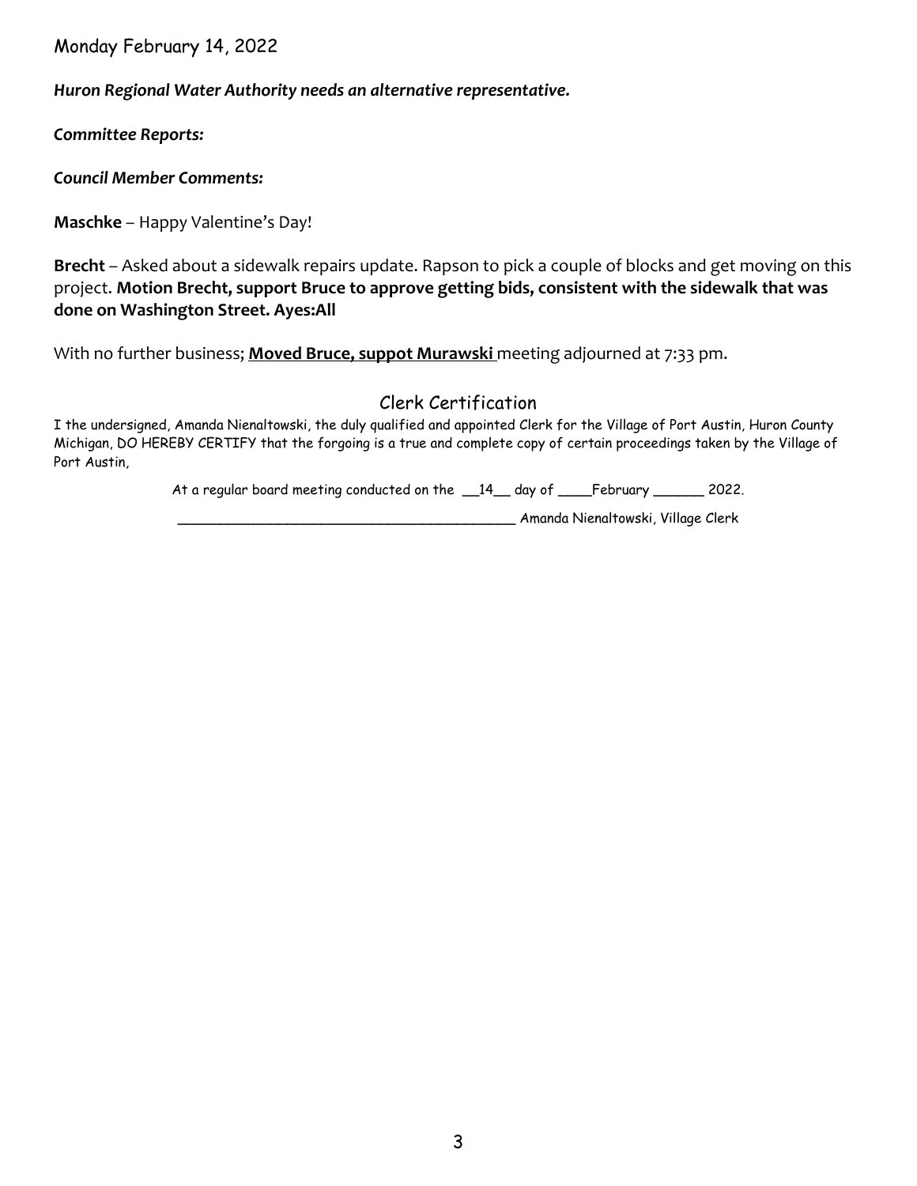Monday February 14, 2022

***Huron Regional Water Authority needs an alternative representative.***

***Committee Reports:***

***Council Member Comments:***

**Maschke** – Happy Valentine's Day!

**Brecht** – Asked about a sidewalk repairs update. Rapson to pick a couple of blocks and get moving on this project. **Motion Brecht, support Bruce to approve getting bids, consistent with the sidewalk that was done on Washington Street. Ayes:All**

With no further business; **Moved Bruce, suppot Murawski** meeting adjourned at 7:33 pm.

## Clerk Certification

I the undersigned, Amanda Nienaltowski, the duly qualified and appointed Clerk for the Village of Port Austin, Huron County Michigan, DO HEREBY CERTIFY that the forgoing is a true and complete copy of certain proceedings taken by the Village of Port Austin,

At a regular board meeting conducted on the __14__ day of ____February ______ 2022.

___________________________________________ Amanda Nienaltowski, Village Clerk